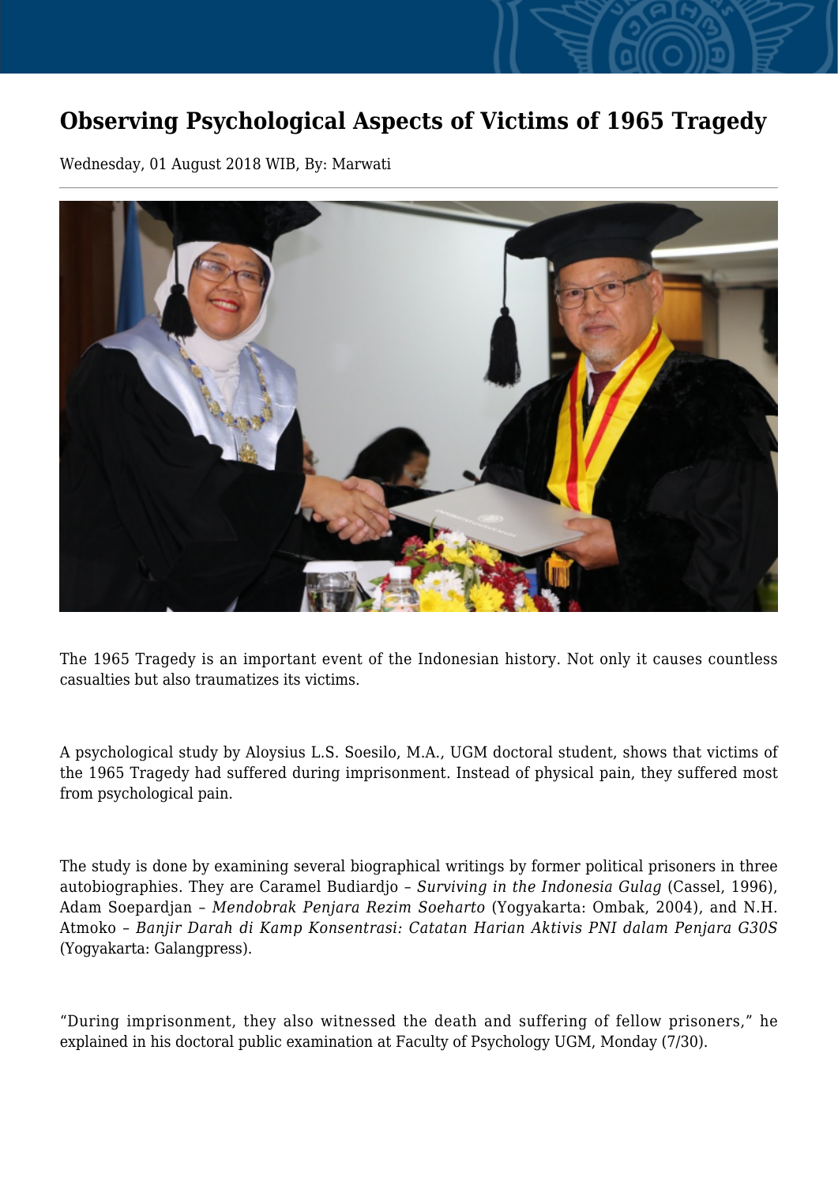# Observing Psychological Aspects of Victims of 1965 Tragedy

Wednesday, 01 August 2018 WIB, By: Marwati

The 1965 Tragedy is an important event of the Indonesian history. Not only it causes countless casualties but also traumatizes its victims.

A psychological study by Aloysius L.S. Soesilo, M.A., UGM doctoral student, shows that victims of the 1965 Tragedy had suffered during imprisonment. Instead of physical pain, they suffered most from psychological pain.

The study is done by examining several biographical writings by former political prisoners in three autobiographies. They are Caramel Budiardjo – *Surviving in the Indonesia Gulag* (Cassel, 1996), Adam Soepardjan – *Mendobrak Penjara Rezim Soeharto* (Yogyakarta: Ombak, 2004), and N.H. Atmoko – *Banjir Darah di Kamp Konsentrasi: Catatan Harian Aktivis PNI dalam Penjara G30S* (Yogyakarta: Galangpress).

“During imprisonment, they also witnessed the death and suffering of fellow prisoners,” he explained in his doctoral public examination at Faculty of Psychology UGM, Monday (7/30).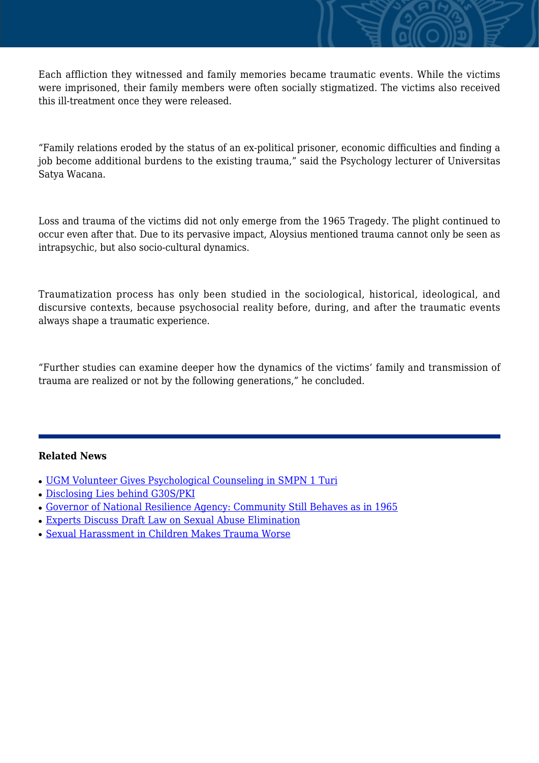Each affliction they witnessed and family memories became traumatic events. While the victims were imprisoned, their family members were often socially stigmatized. The victims also received this ill-treatment once they were released.

"Family relations eroded by the status of an ex-political prisoner, economic difficulties and finding a job become additional burdens to the existing trauma," said the Psychology lecturer of Universitas Satya Wacana.

Loss and trauma of the victims did not only emerge from the 1965 Tragedy. The plight continued to occur even after that. Due to its pervasive impact, Aloysius mentioned trauma cannot only be seen as intrapsychic, but also socio-cultural dynamics.

Traumatization process has only been studied in the sociological, historical, ideological, and discursive contexts, because psychosocial reality before, during, and after the traumatic events always shape a traumatic experience.

"Further studies can examine deeper how the dynamics of the victims' family and transmission of trauma are realized or not by the following generations," he concluded.

---

**Related News**

- UGM Volunteer Gives Psychological Counseling in SMPN 1 Turi
- Disclosing Lies behind G30S/PKI
- Governor of National Resilience Agency: Community Still Behaves as in 1965
- Experts Discuss Draft Law on Sexual Abuse Elimination
- Sexual Harassment in Children Makes Trauma Worse